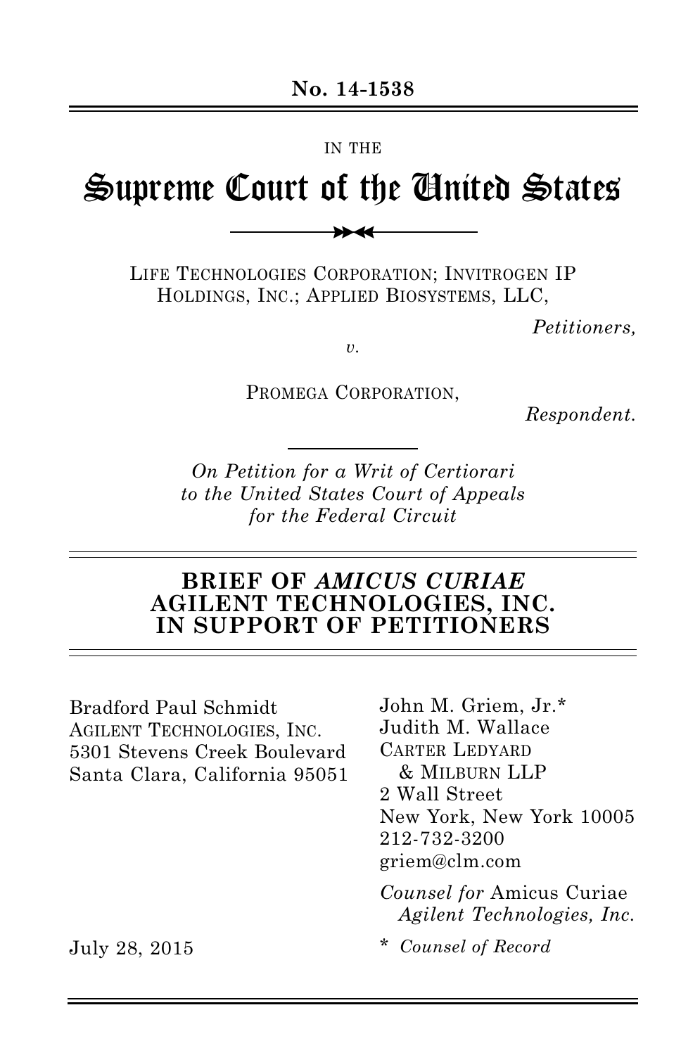**No. 14-1538**

IN THE

# Supreme Court of the United States

LIFE TECHNOLOGIES CORPORATION; INVITROGEN IP HOLDINGS, INC.; APPLIED BIOSYSTEMS, LLC,

*Petitioners,*

*v.*

PROMEGA CORPORATION,

*Respondent.*

*On Petition for a Writ of Certiorari to the United States Court of Appeals for the Federal Circuit*

## BRIEF OF *AMICUS CURIAE* AGILENT TECHNOLOGIES, INC. IN SUPPORT OF PETITIONERS

Bradford Paul Schmidt
AGILENT TECHNOLOGIES, INC.
5301 Stevens Creek Boulevard
Santa Clara, California 95051

John M. Griem, Jr.*
Judith M. Wallace
CARTER LEDYARD & MILBURN LLP
2 Wall Street
New York, New York 10005
212-732-3200
griem@clm.com

*Counsel for* Amicus Curiae *Agilent Technologies, Inc.*

July 28, 2015

\* *Counsel of Record*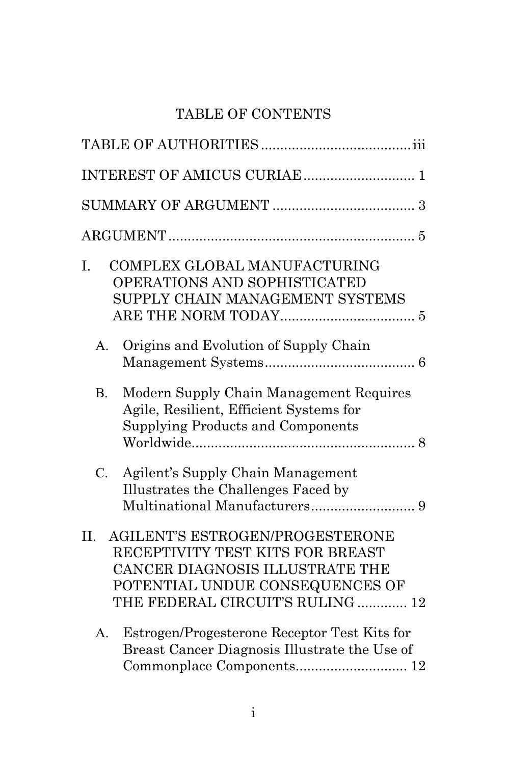# TABLE OF CONTENTS

TABLE OF AUTHORITIES ...................................... iii

INTEREST OF AMICUS CURIAE ............................ 1

SUMMARY OF ARGUMENT ..................................... 3

ARGUMENT ............................................................... 5

I. COMPLEX GLOBAL MANUFACTURING OPERATIONS AND SOPHISTICATED SUPPLY CHAIN MANAGEMENT SYSTEMS ARE THE NORM TODAY .................................. 5

   A. Origins and Evolution of Supply Chain Management Systems ...................................... 6

   B. Modern Supply Chain Management Requires Agile, Resilient, Efficient Systems for Supplying Products and Components Worldwide ........................................................ 8

   C. Agilent's Supply Chain Management Illustrates the Challenges Faced by Multinational Manufacturers ........................... 9

II. AGILENT'S ESTROGEN/PROGESTERONE RECEPTIVITY TEST KITS FOR BREAST CANCER DIAGNOSIS ILLUSTRATE THE POTENTIAL UNDUE CONSEQUENCES OF THE FEDERAL CIRCUIT'S RULING ............. 12

   A. Estrogen/Progesterone Receptor Test Kits for Breast Cancer Diagnosis Illustrate the Use of Commonplace Components ............................ 12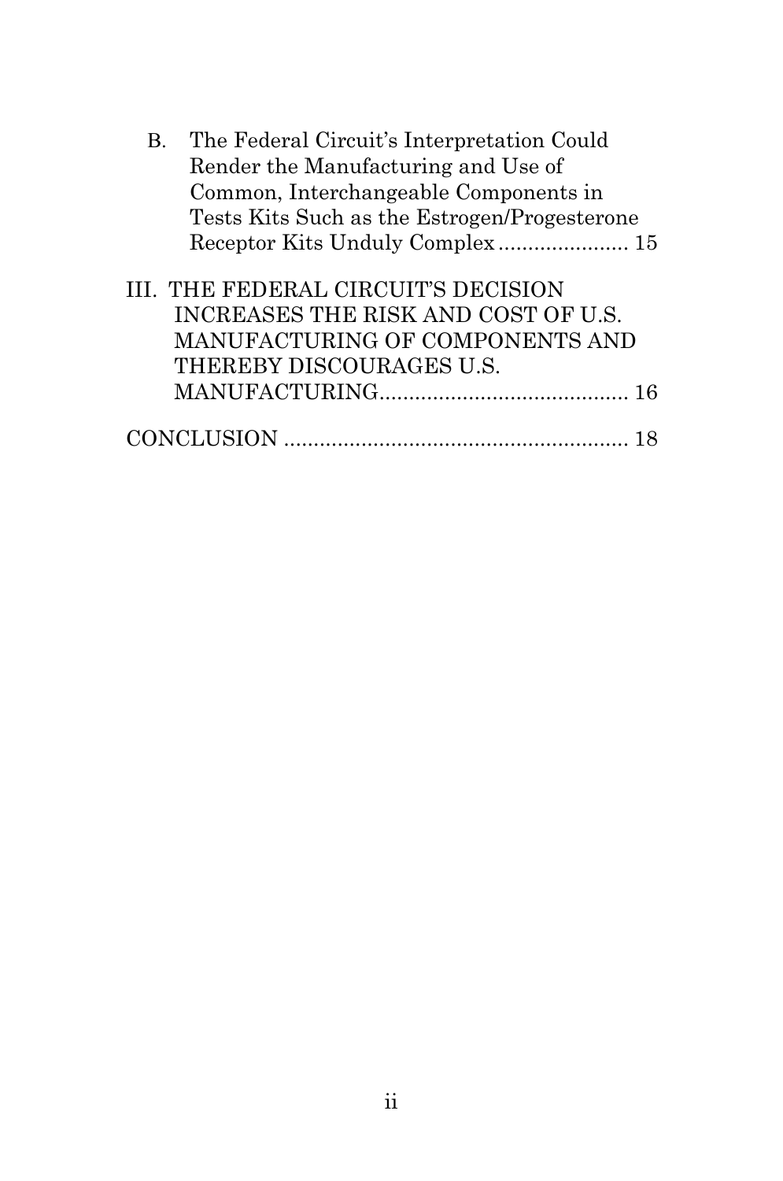B. The Federal Circuit's Interpretation Could Render the Manufacturing and Use of Common, Interchangeable Components in Tests Kits Such as the Estrogen/Progesterone Receptor Kits Unduly Complex ...................... 15

III. THE FEDERAL CIRCUIT'S DECISION INCREASES THE RISK AND COST OF U.S. MANUFACTURING OF COMPONENTS AND THEREBY DISCOURAGES U.S. MANUFACTURING.......................................... 16

CONCLUSION .......................................................... 18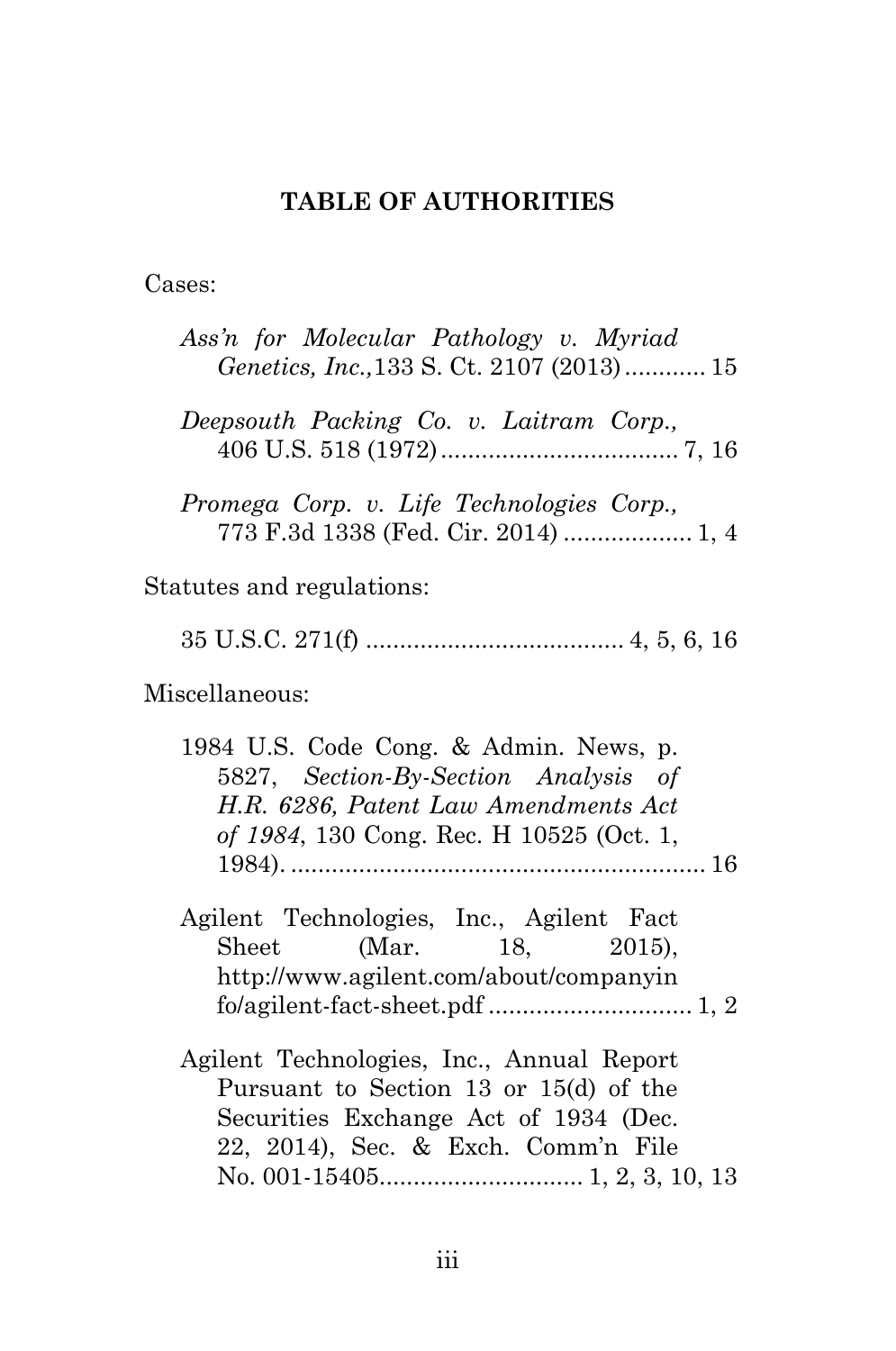## TABLE OF AUTHORITIES

Cases:

*Ass'n for Molecular Pathology v. Myriad Genetics, Inc.,*133 S. Ct. 2107 (2013) ............ 15

*Deepsouth Packing Co. v. Laitram Corp.,* 406 U.S. 518 (1972) ................................... 7, 16

*Promega Corp. v. Life Technologies Corp.,* 773 F.3d 1338 (Fed. Cir. 2014) ................... 1, 4

Statutes and regulations:

35 U.S.C. 271(f) ...................................... 4, 5, 6, 16

Miscellaneous:

1984 U.S. Code Cong. & Admin. News, p. 5827, *Section-By-Section Analysis of H.R. 6286, Patent Law Amendments Act of 1984*, 130 Cong. Rec. H 10525 (Oct. 1, 1984). ............................................................ 16

Agilent Technologies, Inc., Agilent Fact Sheet (Mar. 18, 2015), http://www.agilent.com/about/companyinfo/agilent-fact-sheet.pdf .............................. 1, 2

Agilent Technologies, Inc., Annual Report Pursuant to Section 13 or 15(d) of the Securities Exchange Act of 1934 (Dec. 22, 2014), Sec. & Exch. Comm'n File No. 001-15405.............................. 1, 2, 3, 10, 13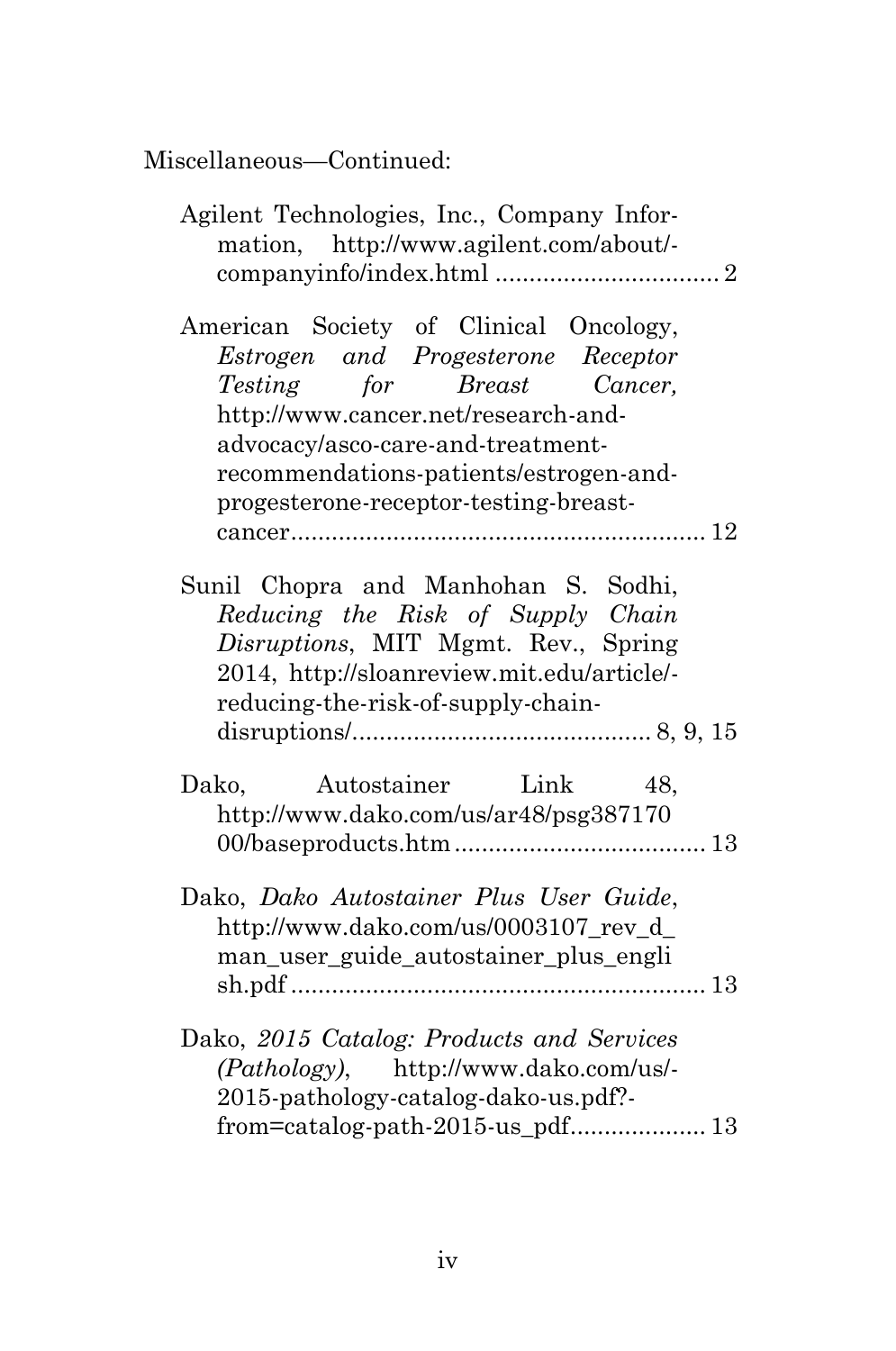Miscellaneous—Continued:

Agilent Technologies, Inc., Company Information, http://www.agilent.com/about/-companyinfo/index.html ................................. 2

American Society of Clinical Oncology, *Estrogen and Progesterone Receptor Testing for Breast Cancer,* http://www.cancer.net/research-and-advocacy/asco-care-and-treatment-recommendations-patients/estrogen-and-progesterone-receptor-testing-breast-cancer............................................................ 12

Sunil Chopra and Manhohan S. Sodhi, *Reducing the Risk of Supply Chain Disruptions*, MIT Mgmt. Rev., Spring 2014, http://sloanreview.mit.edu/article/-reducing-the-risk-of-supply-chain-disruptions/........................................... 8, 9, 15

Dako, Autostainer Link 48, http://www.dako.com/us/ar48/psg38717000/baseproducts.htm..................................... 13

Dako, *Dako Autostainer Plus User Guide*, http://www.dako.com/us/0003107_rev_d_man_user_guide_autostainer_plus_english.pdf ............................................................ 13

Dako, *2015 Catalog: Products and Services (Pathology)*, http://www.dako.com/us/-2015-pathology-catalog-dako-us.pdf?-from=catalog-path-2015-us_pdf.................... 13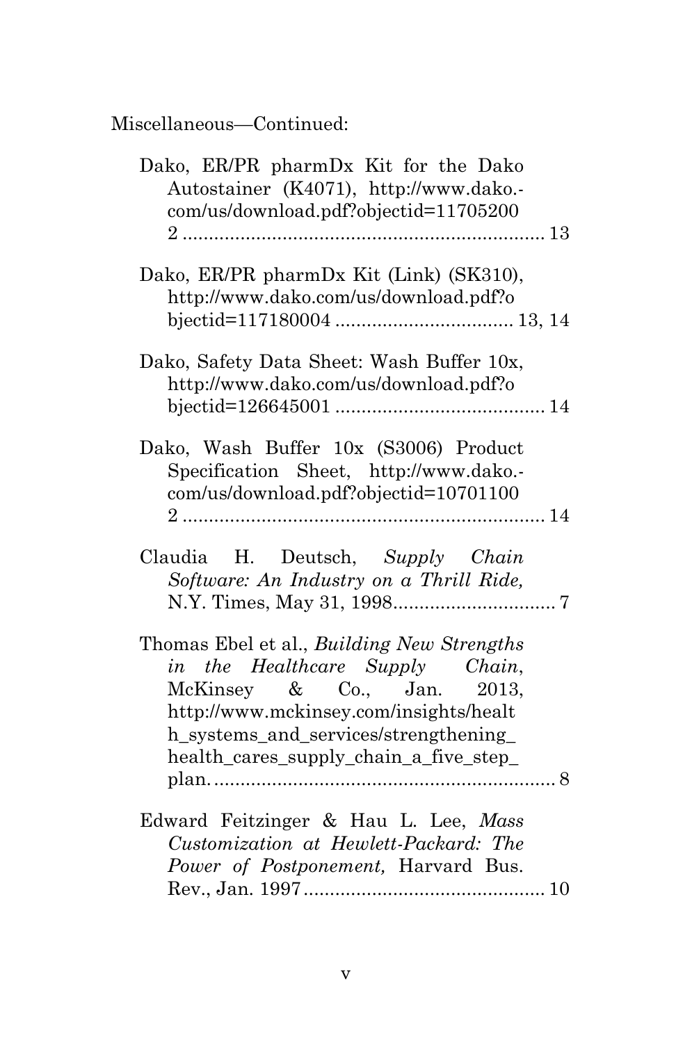Miscellaneous—Continued:

Dako, ER/PR pharmDx Kit for the Dako Autostainer (K4071), http://www.dako.-com/us/download.pdf?objectid=117052002 .................................................................... 13

Dako, ER/PR pharmDx Kit (Link) (SK310), http://www.dako.com/us/download.pdf?objectid=117180004 .................................. 13, 14

Dako, Safety Data Sheet: Wash Buffer 10x, http://www.dako.com/us/download.pdf?objectid=126645001 ........................................ 14

Dako, Wash Buffer 10x (S3006) Product Specification Sheet, http://www.dako.-com/us/download.pdf?objectid=107011002 .................................................................... 14

Claudia H. Deutsch, *Supply Chain Software: An Industry on a Thrill Ride,* N.Y. Times, May 31, 1998............................... 7

Thomas Ebel et al., *Building New Strengths in the Healthcare Supply Chain*, McKinsey & Co., Jan. 2013, http://www.mckinsey.com/insights/health_systems_and_services/strengthening_health_cares_supply_chain_a_five_step_plan. ................................................................ 8

Edward Feitzinger & Hau L. Lee, *Mass Customization at Hewlett-Packard: The Power of Postponement,* Harvard Bus. Rev., Jan. 1997.............................................. 10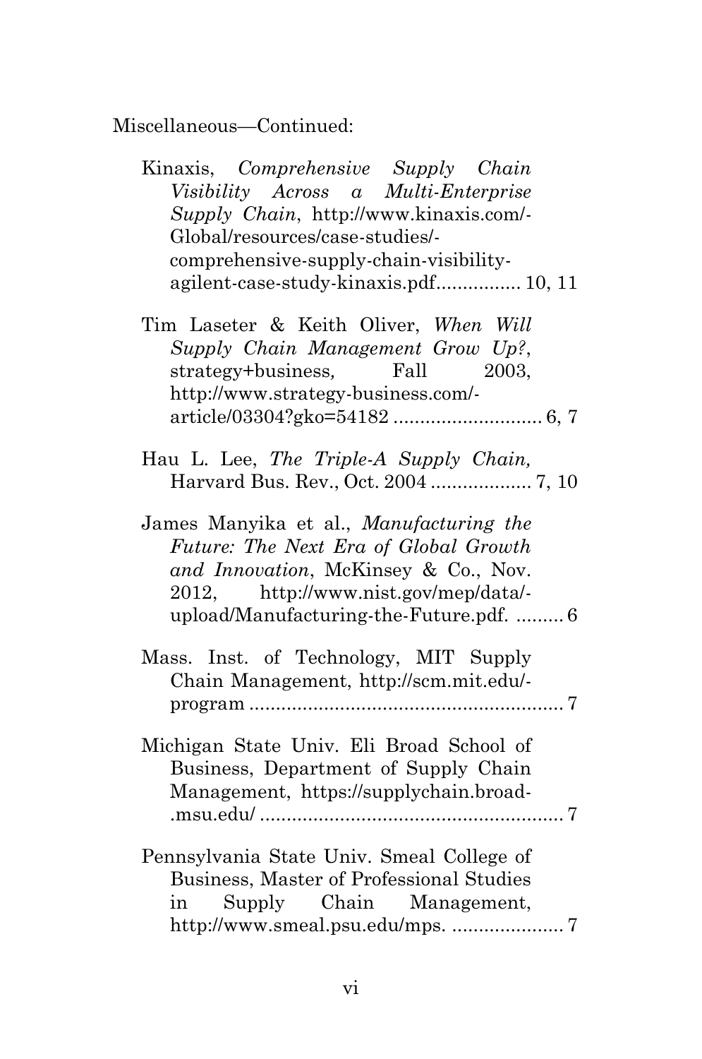Miscellaneous—Continued:

Kinaxis, *Comprehensive Supply Chain Visibility Across a Multi-Enterprise Supply Chain*, http://www.kinaxis.com/-Global/resources/case-studies/-comprehensive-supply-chain-visibility-agilent-case-study-kinaxis.pdf................ 10, 11

Tim Laseter & Keith Oliver, *When Will Supply Chain Management Grow Up?*, strategy+business, Fall 2003, http://www.strategy-business.com/-article/03304?gko=54182 ............................ 6, 7

Hau L. Lee, *The Triple-A Supply Chain,* Harvard Bus. Rev., Oct. 2004 ................... 7, 10

James Manyika et al., *Manufacturing the Future: The Next Era of Global Growth and Innovation*, McKinsey & Co., Nov. 2012, http://www.nist.gov/mep/data/-upload/Manufacturing-the-Future.pdf. ......... 6

Mass. Inst. of Technology, MIT Supply Chain Management, http://scm.mit.edu/-program ........................................................... 7

Michigan State Univ. Eli Broad School of Business, Department of Supply Chain Management, https://supplychain.broad-.msu.edu/ ......................................................... 7

Pennsylvania State Univ. Smeal College of Business, Master of Professional Studies in Supply Chain Management, http://www.smeal.psu.edu/mps. ..................... 7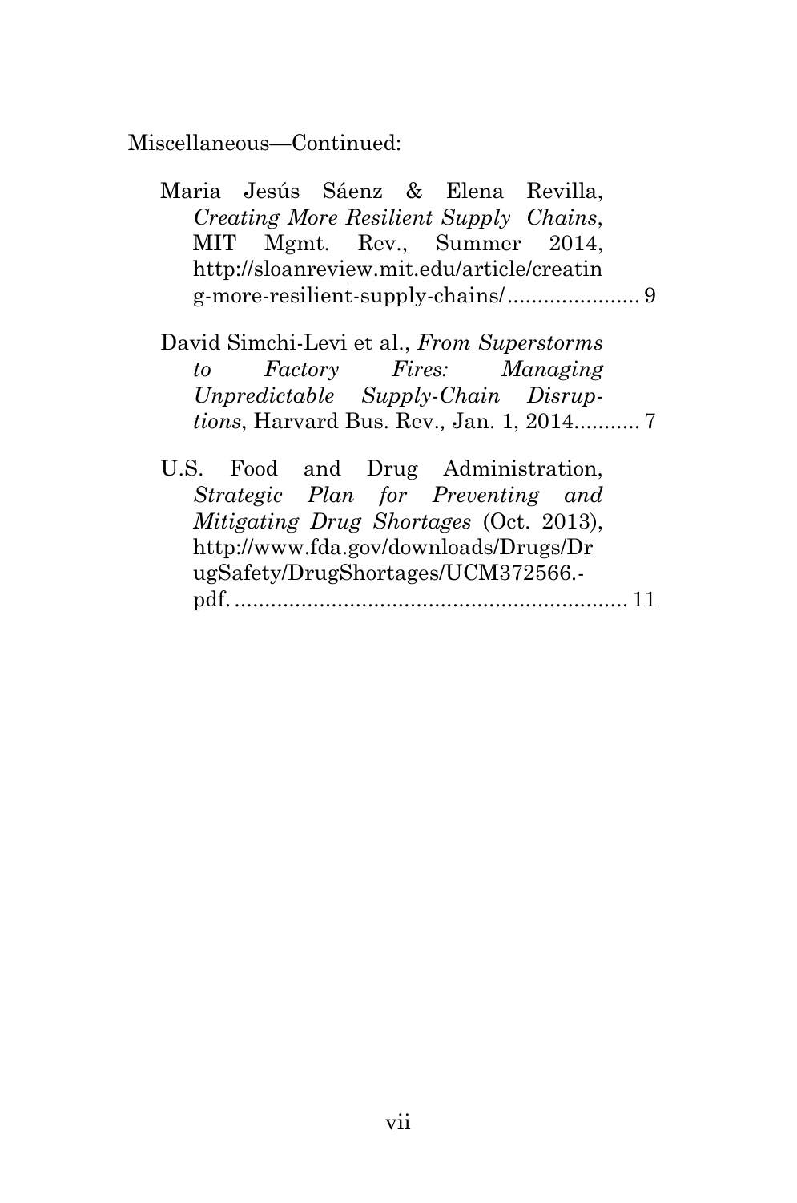Miscellaneous—Continued:

Maria Jesús Sáenz & Elena Revilla, *Creating More Resilient Supply Chains*, MIT Mgmt. Rev., Summer 2014, http://sloanreview.mit.edu/article/creating-more-resilient-supply-chains/ ...................... 9

David Simchi-Levi et al., *From Superstorms to Factory Fires: Managing Unpredictable Supply-Chain Disruptions*, Harvard Bus. Rev., Jan. 1, 2014........... 7

U.S. Food and Drug Administration, *Strategic Plan for Preventing and Mitigating Drug Shortages* (Oct. 2013), http://www.fda.gov/downloads/Drugs/DrugSafety/DrugShortages/UCM372566.pdf. ................................................................ 11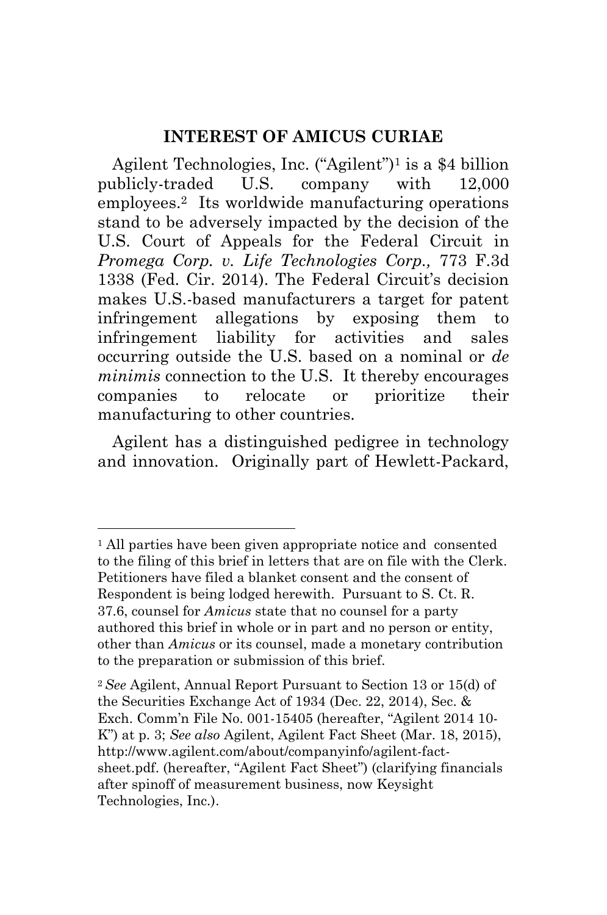## INTEREST OF AMICUS CURIAE

Agilent Technologies, Inc. ("Agilent")[1] is a $4 billion publicly-traded U.S. company with 12,000 employees.[2] Its worldwide manufacturing operations stand to be adversely impacted by the decision of the U.S. Court of Appeals for the Federal Circuit in *Promega Corp. v. Life Technologies Corp.,* 773 F.3d 1338 (Fed. Cir. 2014). The Federal Circuit's decision makes U.S.-based manufacturers a target for patent infringement allegations by exposing them to infringement liability for activities and sales occurring outside the U.S. based on a nominal or *de minimis* connection to the U.S. It thereby encourages companies to relocate or prioritize their manufacturing to other countries.

Agilent has a distinguished pedigree in technology and innovation. Originally part of Hewlett-Packard,

---

[1] All parties have been given appropriate notice and consented to the filing of this brief in letters that are on file with the Clerk. Petitioners have filed a blanket consent and the consent of Respondent is being lodged herewith. Pursuant to S. Ct. R. 37.6, counsel for *Amicus* state that no counsel for a party authored this brief in whole or in part and no person or entity, other than *Amicus* or its counsel, made a monetary contribution to the preparation or submission of this brief.

[2] *See* Agilent, Annual Report Pursuant to Section 13 or 15(d) of the Securities Exchange Act of 1934 (Dec. 22, 2014), Sec. & Exch. Comm'n File No. 001-15405 (hereafter, "Agilent 2014 10-K") at p. 3; *See also* Agilent, Agilent Fact Sheet (Mar. 18, 2015), http://www.agilent.com/about/companyinfo/agilent-fact-sheet.pdf. (hereafter, "Agilent Fact Sheet") (clarifying financials after spinoff of measurement business, now Keysight Technologies, Inc.).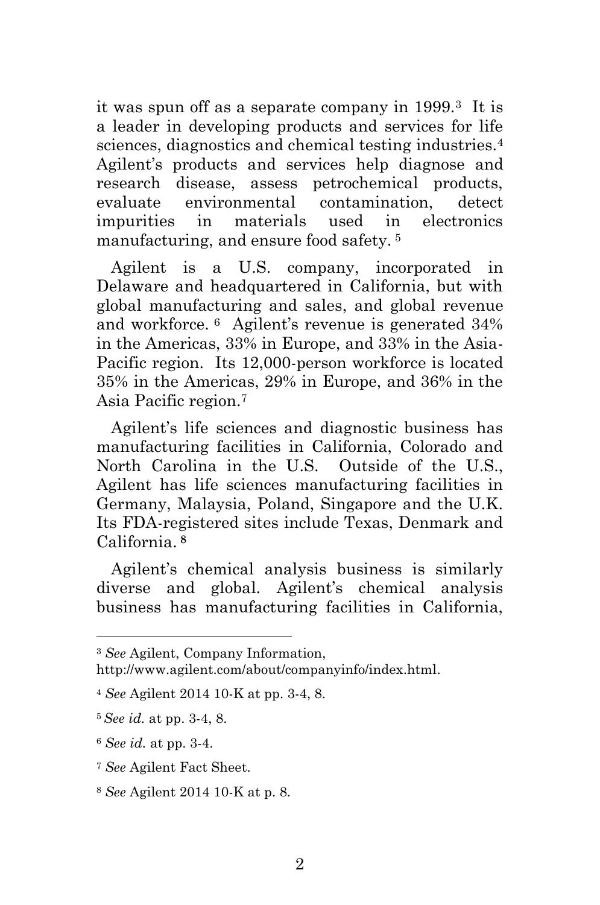it was spun off as a separate company in 1999.[3] It is a leader in developing products and services for life sciences, diagnostics and chemical testing industries.[4] Agilent's products and services help diagnose and research disease, assess petrochemical products, evaluate environmental contamination, detect impurities in materials used in electronics manufacturing, and ensure food safety.[5]

Agilent is a U.S. company, incorporated in Delaware and headquartered in California, but with global manufacturing and sales, and global revenue and workforce.[6] Agilent's revenue is generated 34% in the Americas, 33% in Europe, and 33% in the Asia-Pacific region. Its 12,000-person workforce is located 35% in the Americas, 29% in Europe, and 36% in the Asia Pacific region.[7]

Agilent's life sciences and diagnostic business has manufacturing facilities in California, Colorado and North Carolina in the U.S. Outside of the U.S., Agilent has life sciences manufacturing facilities in Germany, Malaysia, Poland, Singapore and the U.K. Its FDA-registered sites include Texas, Denmark and California.[8]

Agilent's chemical analysis business is similarly diverse and global. Agilent's chemical analysis business has manufacturing facilities in California,

---

[3] *See* Agilent, Company Information, http://www.agilent.com/about/companyinfo/index.html.

[4] *See* Agilent 2014 10-K at pp. 3-4, 8.

[5] *See id.* at pp. 3-4, 8.

[6] *See id.* at pp. 3-4.

[7] *See* Agilent Fact Sheet.

[8] *See* Agilent 2014 10-K at p. 8.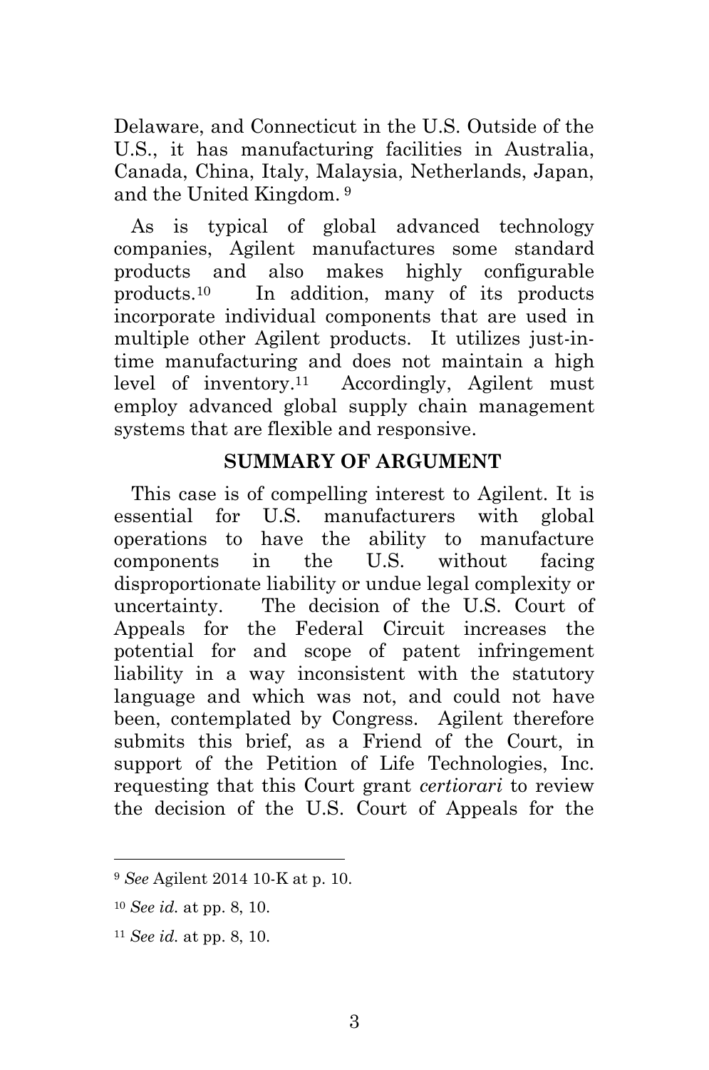Delaware, and Connecticut in the U.S. Outside of the U.S., it has manufacturing facilities in Australia, Canada, China, Italy, Malaysia, Netherlands, Japan, and the United Kingdom. [9]

As is typical of global advanced technology companies, Agilent manufactures some standard products and also makes highly configurable products.[10] In addition, many of its products incorporate individual components that are used in multiple other Agilent products. It utilizes just-in-time manufacturing and does not maintain a high level of inventory.[11] Accordingly, Agilent must employ advanced global supply chain management systems that are flexible and responsive.

## SUMMARY OF ARGUMENT

This case is of compelling interest to Agilent. It is essential for U.S. manufacturers with global operations to have the ability to manufacture components in the U.S. without facing disproportionate liability or undue legal complexity or uncertainty. The decision of the U.S. Court of Appeals for the Federal Circuit increases the potential for and scope of patent infringement liability in a way inconsistent with the statutory language and which was not, and could not have been, contemplated by Congress. Agilent therefore submits this brief, as a Friend of the Court, in support of the Petition of Life Technologies, Inc. requesting that this Court grant *certiorari* to review the decision of the U.S. Court of Appeals for the

---

[9] *See* Agilent 2014 10-K at p. 10.

[10] *See id.* at pp. 8, 10.

[11] *See id.* at pp. 8, 10.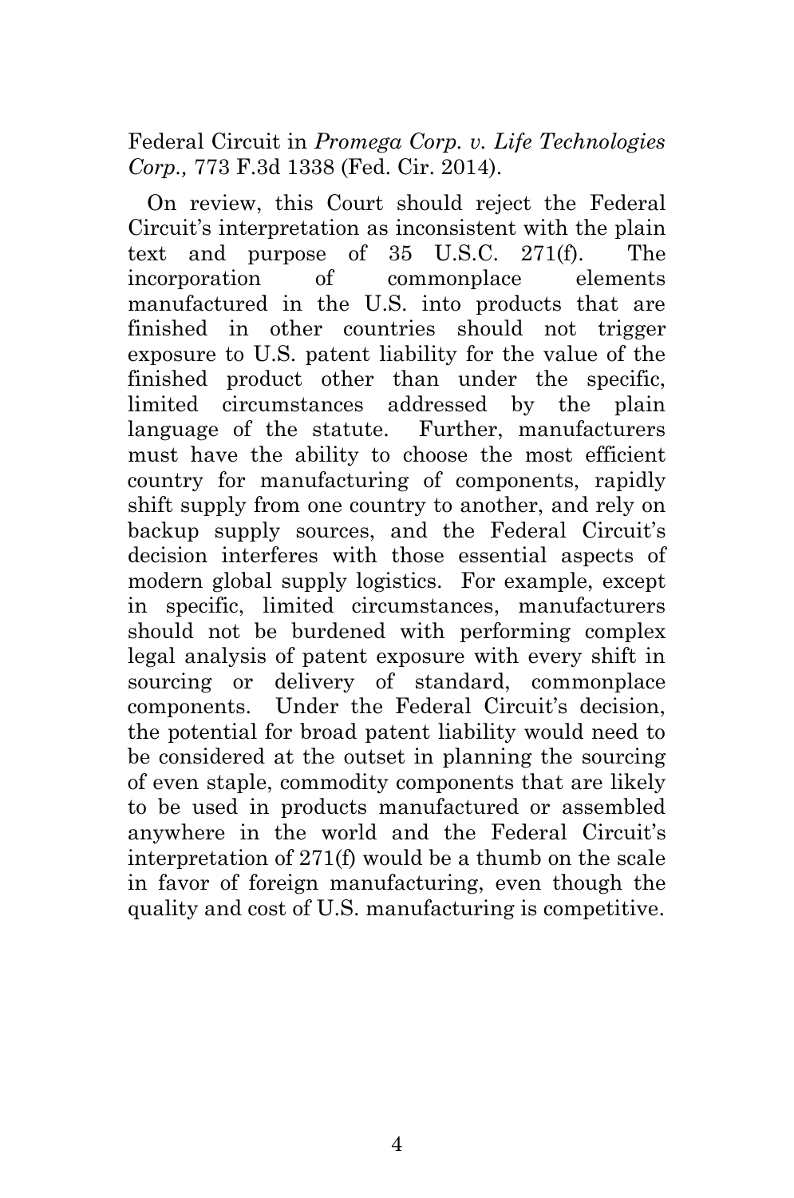Federal Circuit in *Promega Corp. v. Life Technologies Corp.,* 773 F.3d 1338 (Fed. Cir. 2014).

On review, this Court should reject the Federal Circuit's interpretation as inconsistent with the plain text and purpose of 35 U.S.C. 271(f). The incorporation of commonplace elements manufactured in the U.S. into products that are finished in other countries should not trigger exposure to U.S. patent liability for the value of the finished product other than under the specific, limited circumstances addressed by the plain language of the statute. Further, manufacturers must have the ability to choose the most efficient country for manufacturing of components, rapidly shift supply from one country to another, and rely on backup supply sources, and the Federal Circuit's decision interferes with those essential aspects of modern global supply logistics. For example, except in specific, limited circumstances, manufacturers should not be burdened with performing complex legal analysis of patent exposure with every shift in sourcing or delivery of standard, commonplace components. Under the Federal Circuit's decision, the potential for broad patent liability would need to be considered at the outset in planning the sourcing of even staple, commodity components that are likely to be used in products manufactured or assembled anywhere in the world and the Federal Circuit's interpretation of 271(f) would be a thumb on the scale in favor of foreign manufacturing, even though the quality and cost of U.S. manufacturing is competitive.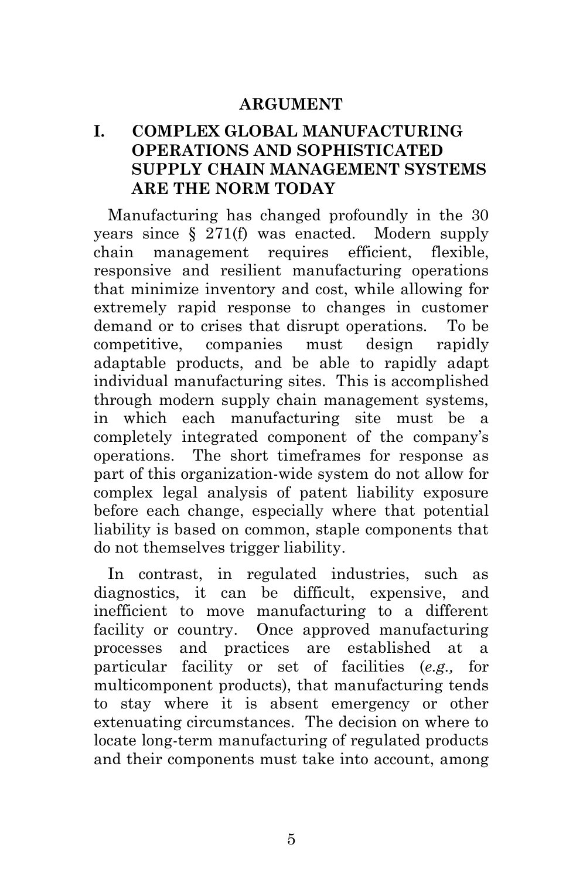# ARGUMENT

## I. COMPLEX GLOBAL MANUFACTURING OPERATIONS AND SOPHISTICATED SUPPLY CHAIN MANAGEMENT SYSTEMS ARE THE NORM TODAY

Manufacturing has changed profoundly in the 30 years since § 271(f) was enacted. Modern supply chain management requires efficient, flexible, responsive and resilient manufacturing operations that minimize inventory and cost, while allowing for extremely rapid response to changes in customer demand or to crises that disrupt operations. To be competitive, companies must design rapidly adaptable products, and be able to rapidly adapt individual manufacturing sites. This is accomplished through modern supply chain management systems, in which each manufacturing site must be a completely integrated component of the company's operations. The short timeframes for response as part of this organization-wide system do not allow for complex legal analysis of patent liability exposure before each change, especially where that potential liability is based on common, staple components that do not themselves trigger liability.

In contrast, in regulated industries, such as diagnostics, it can be difficult, expensive, and inefficient to move manufacturing to a different facility or country. Once approved manufacturing processes and practices are established at a particular facility or set of facilities (*e.g.,* for multicomponent products), that manufacturing tends to stay where it is absent emergency or other extenuating circumstances. The decision on where to locate long-term manufacturing of regulated products and their components must take into account, among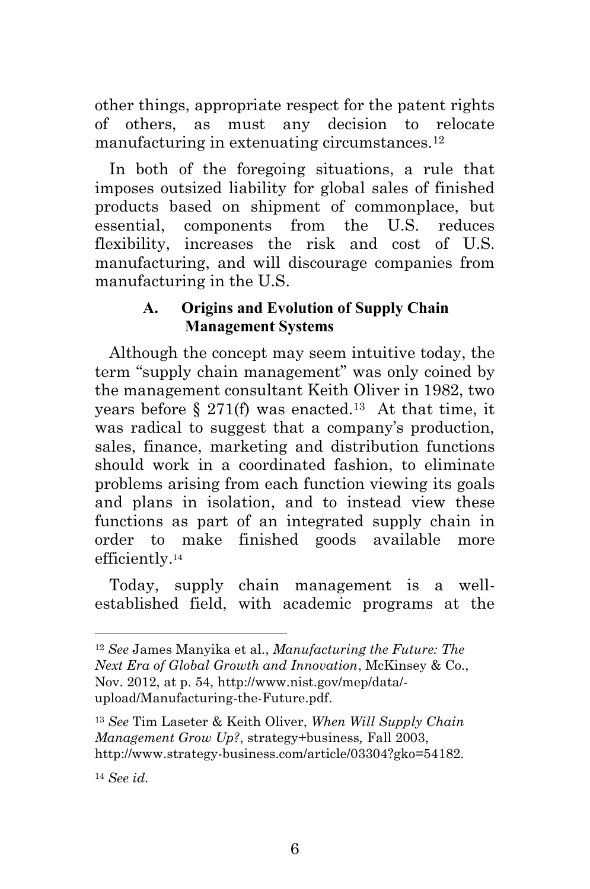other things, appropriate respect for the patent rights of others, as must any decision to relocate manufacturing in extenuating circumstances.[12]

In both of the foregoing situations, a rule that imposes outsized liability for global sales of finished products based on shipment of commonplace, but essential, components from the U.S. reduces flexibility, increases the risk and cost of U.S. manufacturing, and will discourage companies from manufacturing in the U.S.

### A. Origins and Evolution of Supply Chain Management Systems

Although the concept may seem intuitive today, the term "supply chain management" was only coined by the management consultant Keith Oliver in 1982, two years before § 271(f) was enacted.[13] At that time, it was radical to suggest that a company's production, sales, finance, marketing and distribution functions should work in a coordinated fashion, to eliminate problems arising from each function viewing its goals and plans in isolation, and to instead view these functions as part of an integrated supply chain in order to make finished goods available more efficiently.[14]

Today, supply chain management is a well-established field, with academic programs at the

---

[12] *See* James Manyika et al., *Manufacturing the Future: The Next Era of Global Growth and Innovation*, McKinsey & Co., Nov. 2012, at p. 54, http://www.nist.gov/mep/data/-upload/Manufacturing-the-Future.pdf.

[13] *See* Tim Laseter & Keith Oliver, *When Will Supply Chain Management Grow Up?*, strategy+business, Fall 2003, http://www.strategy-business.com/article/03304?gko=54182.

[14] *See id.*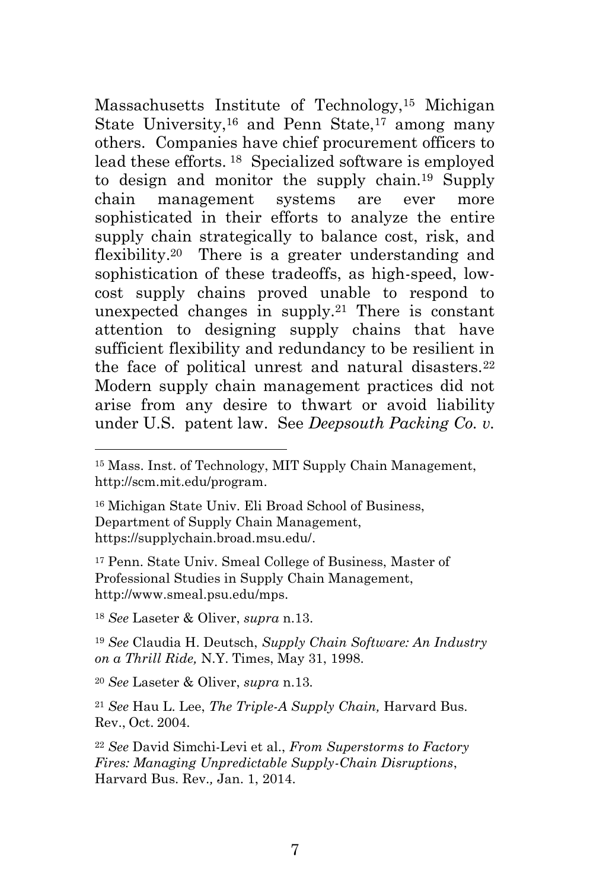Massachusetts Institute of Technology,[15] Michigan State University,[16] and Penn State,[17] among many others. Companies have chief procurement officers to lead these efforts. [18] Specialized software is employed to design and monitor the supply chain.[19] Supply chain management systems are ever more sophisticated in their efforts to analyze the entire supply chain strategically to balance cost, risk, and flexibility.[20] There is a greater understanding and sophistication of these tradeoffs, as high-speed, low-cost supply chains proved unable to respond to unexpected changes in supply.[21] There is constant attention to designing supply chains that have sufficient flexibility and redundancy to be resilient in the face of political unrest and natural disasters.[22] Modern supply chain management practices did not arise from any desire to thwart or avoid liability under U.S. patent law. See *Deepsouth Packing Co. v.*

---

[15] Mass. Inst. of Technology, MIT Supply Chain Management, http://scm.mit.edu/program.

[16] Michigan State Univ. Eli Broad School of Business, Department of Supply Chain Management, https://supplychain.broad.msu.edu/.

[17] Penn. State Univ. Smeal College of Business, Master of Professional Studies in Supply Chain Management, http://www.smeal.psu.edu/mps.

[18] *See* Laseter & Oliver, *supra* n.13.

[19] *See* Claudia H. Deutsch, *Supply Chain Software: An Industry on a Thrill Ride,* N.Y. Times, May 31, 1998.

[20] *See* Laseter & Oliver, *supra* n.13.

[21] *See* Hau L. Lee, *The Triple-A Supply Chain,* Harvard Bus. Rev., Oct. 2004.

[22] *See* David Simchi-Levi et al., *From Superstorms to Factory Fires: Managing Unpredictable Supply-Chain Disruptions*, Harvard Bus. Rev., Jan. 1, 2014.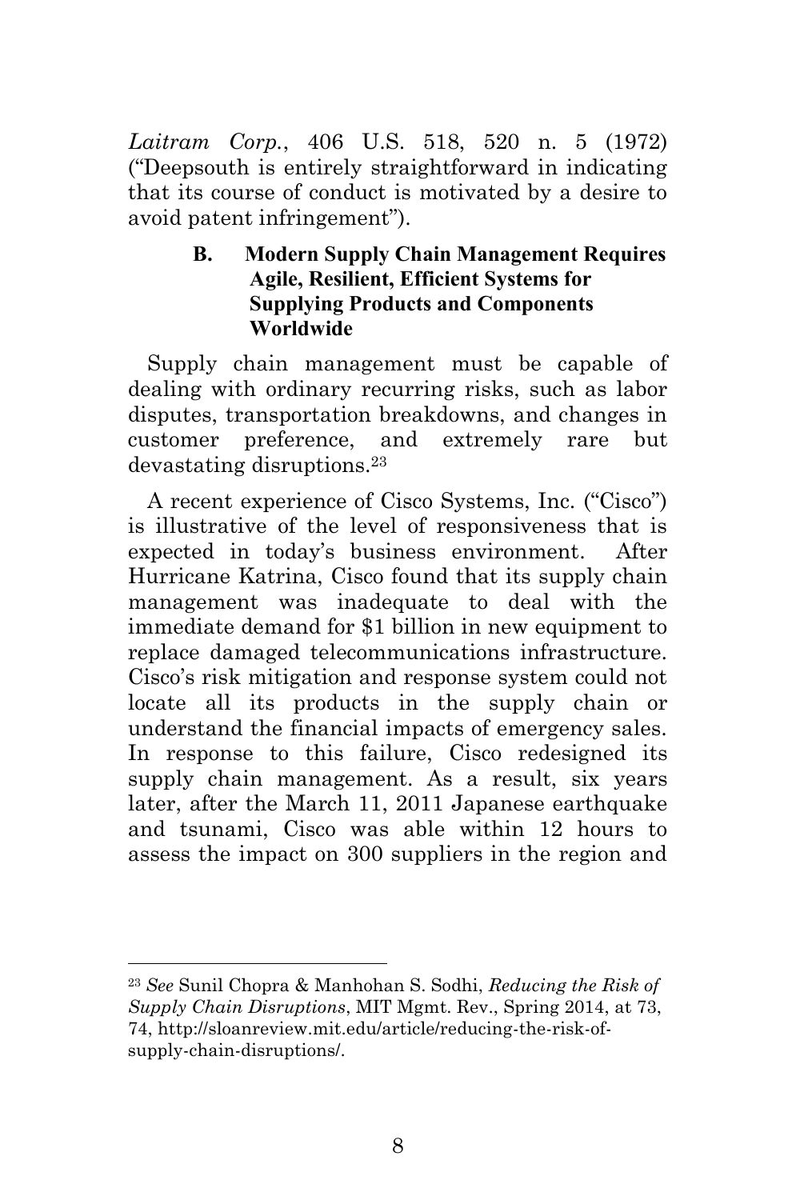*Laitram Corp.*, 406 U.S. 518, 520 n. 5 (1972) ("Deepsouth is entirely straightforward in indicating that its course of conduct is motivated by a desire to avoid patent infringement").

### B. Modern Supply Chain Management Requires Agile, Resilient, Efficient Systems for Supplying Products and Components Worldwide

Supply chain management must be capable of dealing with ordinary recurring risks, such as labor disputes, transportation breakdowns, and changes in customer preference, and extremely rare but devastating disruptions.[23]

A recent experience of Cisco Systems, Inc. ("Cisco") is illustrative of the level of responsiveness that is expected in today's business environment. After Hurricane Katrina, Cisco found that its supply chain management was inadequate to deal with the immediate demand for $1 billion in new equipment to replace damaged telecommunications infrastructure. Cisco's risk mitigation and response system could not locate all its products in the supply chain or understand the financial impacts of emergency sales. In response to this failure, Cisco redesigned its supply chain management. As a result, six years later, after the March 11, 2011 Japanese earthquake and tsunami, Cisco was able within 12 hours to assess the impact on 300 suppliers in the region and

---

[23] *See* Sunil Chopra & Manhohan S. Sodhi, *Reducing the Risk of Supply Chain Disruptions*, MIT Mgmt. Rev., Spring 2014, at 73, 74, http://sloanreview.mit.edu/article/reducing-the-risk-of-supply-chain-disruptions/.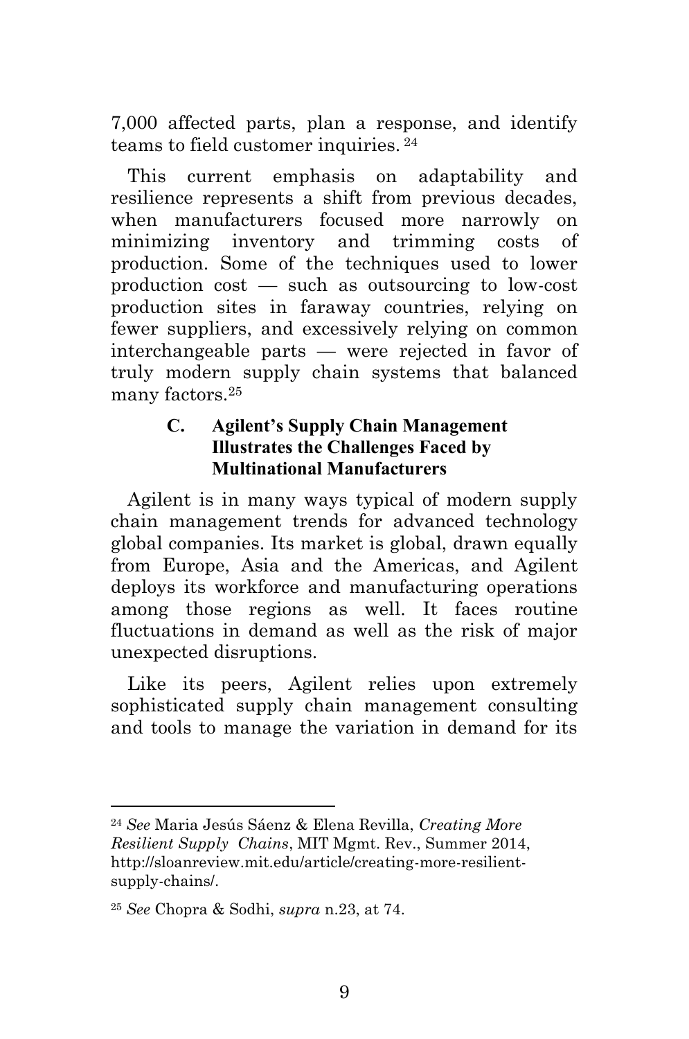7,000 affected parts, plan a response, and identify teams to field customer inquiries. [24]

This current emphasis on adaptability and resilience represents a shift from previous decades, when manufacturers focused more narrowly on minimizing inventory and trimming costs of production. Some of the techniques used to lower production cost — such as outsourcing to low-cost production sites in faraway countries, relying on fewer suppliers, and excessively relying on common interchangeable parts — were rejected in favor of truly modern supply chain systems that balanced many factors.[25]

### C. Agilent's Supply Chain Management Illustrates the Challenges Faced by Multinational Manufacturers

Agilent is in many ways typical of modern supply chain management trends for advanced technology global companies. Its market is global, drawn equally from Europe, Asia and the Americas, and Agilent deploys its workforce and manufacturing operations among those regions as well. It faces routine fluctuations in demand as well as the risk of major unexpected disruptions.

Like its peers, Agilent relies upon extremely sophisticated supply chain management consulting and tools to manage the variation in demand for its

---

[24] *See* Maria Jesús Sáenz & Elena Revilla, *Creating More Resilient Supply Chains*, MIT Mgmt. Rev., Summer 2014, http://sloanreview.mit.edu/article/creating-more-resilient-supply-chains/.

[25] *See* Chopra & Sodhi, *supra* n.23, at 74.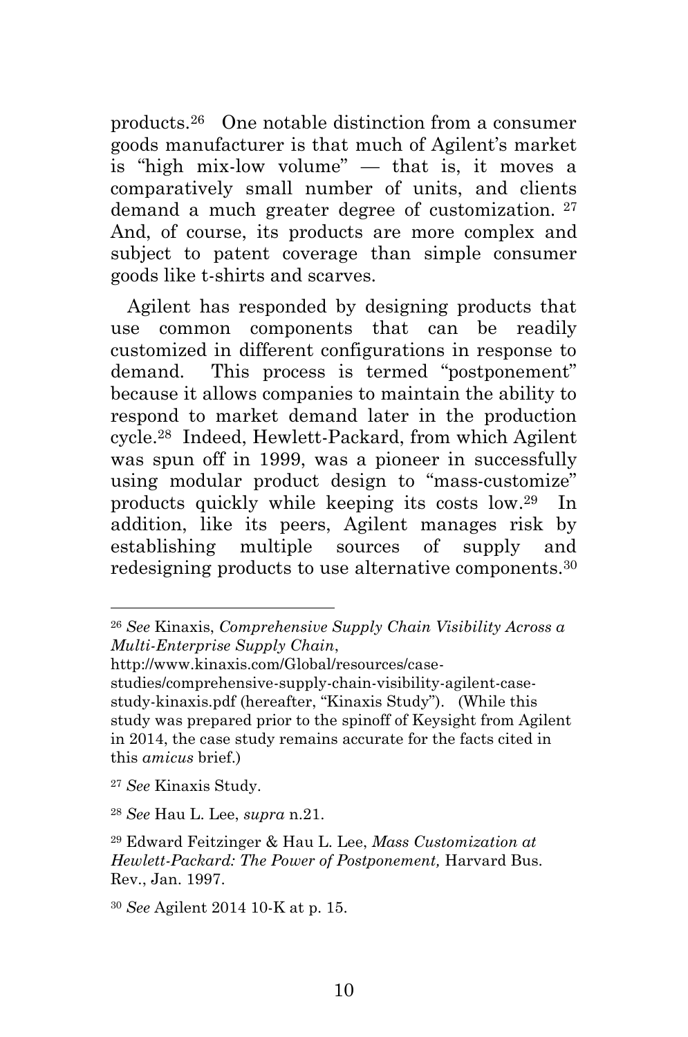products.[26] One notable distinction from a consumer goods manufacturer is that much of Agilent's market is "high mix-low volume" — that is, it moves a comparatively small number of units, and clients demand a much greater degree of customization.[27] And, of course, its products are more complex and subject to patent coverage than simple consumer goods like t-shirts and scarves.

Agilent has responded by designing products that use common components that can be readily customized in different configurations in response to demand. This process is termed "postponement" because it allows companies to maintain the ability to respond to market demand later in the production cycle.[28] Indeed, Hewlett-Packard, from which Agilent was spun off in 1999, was a pioneer in successfully using modular product design to "mass-customize" products quickly while keeping its costs low.[29] In addition, like its peers, Agilent manages risk by establishing multiple sources of supply and redesigning products to use alternative components.[30]

---

[26] *See* Kinaxis, *Comprehensive Supply Chain Visibility Across a Multi-Enterprise Supply Chain*, http://www.kinaxis.com/Global/resources/case-studies/comprehensive-supply-chain-visibility-agilent-case-study-kinaxis.pdf (hereafter, "Kinaxis Study"). (While this study was prepared prior to the spinoff of Keysight from Agilent in 2014, the case study remains accurate for the facts cited in this *amicus* brief.)

[27] *See* Kinaxis Study.

[28] *See* Hau L. Lee, *supra* n.21.

[29] Edward Feitzinger & Hau L. Lee, *Mass Customization at Hewlett-Packard: The Power of Postponement,* Harvard Bus. Rev., Jan. 1997.

[30] *See* Agilent 2014 10-K at p. 15.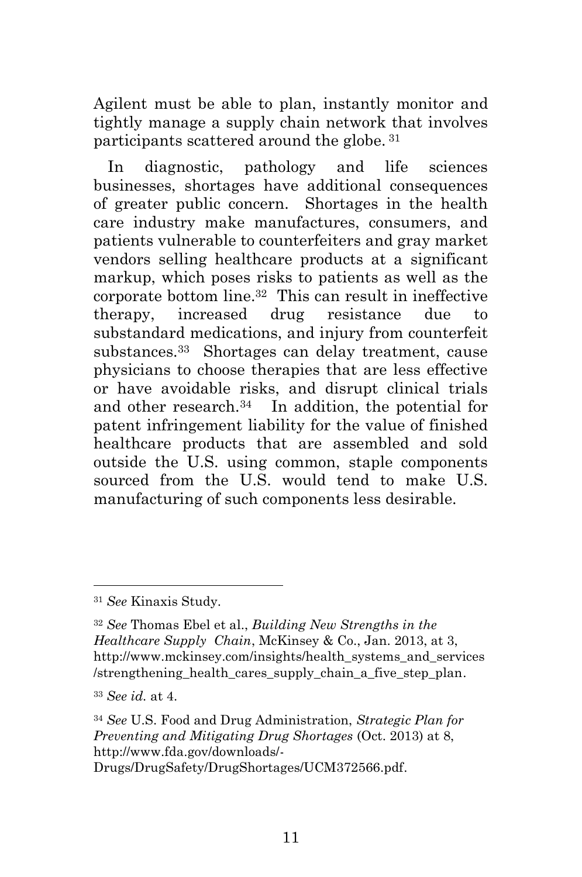Agilent must be able to plan, instantly monitor and tightly manage a supply chain network that involves participants scattered around the globe. [31]

In diagnostic, pathology and life sciences businesses, shortages have additional consequences of greater public concern. Shortages in the health care industry make manufactures, consumers, and patients vulnerable to counterfeiters and gray market vendors selling healthcare products at a significant markup, which poses risks to patients as well as the corporate bottom line.[32] This can result in ineffective therapy, increased drug resistance due to substandard medications, and injury from counterfeit substances.[33] Shortages can delay treatment, cause physicians to choose therapies that are less effective or have avoidable risks, and disrupt clinical trials and other research.[34] In addition, the potential for patent infringement liability for the value of finished healthcare products that are assembled and sold outside the U.S. using common, staple components sourced from the U.S. would tend to make U.S. manufacturing of such components less desirable.

---

[31] *See* Kinaxis Study.

[32] *See* Thomas Ebel et al., *Building New Strengths in the Healthcare Supply Chain*, McKinsey & Co., Jan. 2013, at 3, http://www.mckinsey.com/insights/health_systems_and_services/strengthening_health_cares_supply_chain_a_five_step_plan.

[33] *See id.* at 4.

[34] *See* U.S. Food and Drug Administration, *Strategic Plan for Preventing and Mitigating Drug Shortages* (Oct. 2013) at 8, http://www.fda.gov/downloads/-Drugs/DrugSafety/DrugShortages/UCM372566.pdf.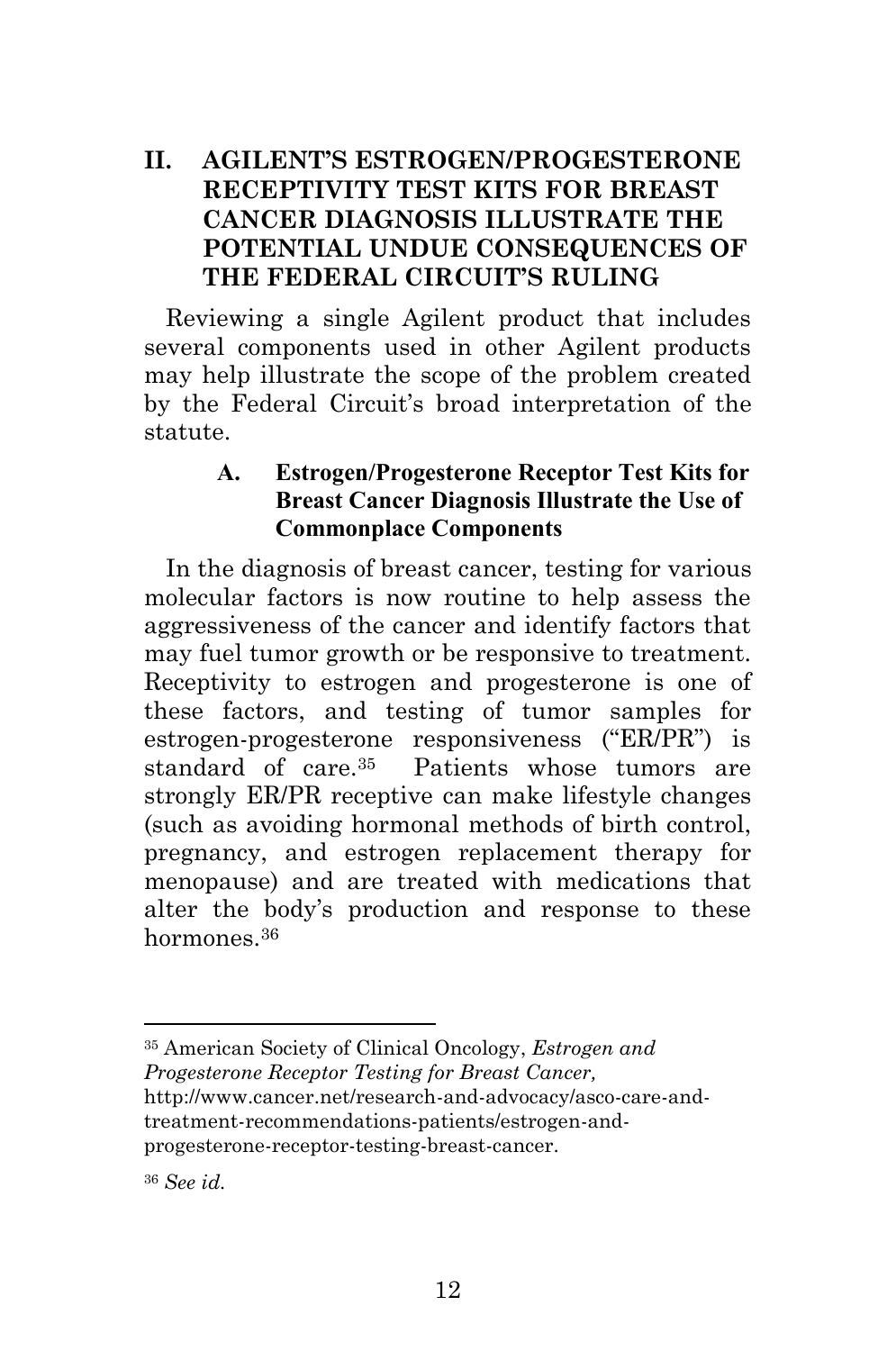## II. AGILENT'S ESTROGEN/PROGESTERONE RECEPTIVITY TEST KITS FOR BREAST CANCER DIAGNOSIS ILLUSTRATE THE POTENTIAL UNDUE CONSEQUENCES OF THE FEDERAL CIRCUIT'S RULING

Reviewing a single Agilent product that includes several components used in other Agilent products may help illustrate the scope of the problem created by the Federal Circuit's broad interpretation of the statute.

### A. Estrogen/Progesterone Receptor Test Kits for Breast Cancer Diagnosis Illustrate the Use of Commonplace Components

In the diagnosis of breast cancer, testing for various molecular factors is now routine to help assess the aggressiveness of the cancer and identify factors that may fuel tumor growth or be responsive to treatment. Receptivity to estrogen and progesterone is one of these factors, and testing of tumor samples for estrogen-progesterone responsiveness ("ER/PR") is standard of care.[35] Patients whose tumors are strongly ER/PR receptive can make lifestyle changes (such as avoiding hormonal methods of birth control, pregnancy, and estrogen replacement therapy for menopause) and are treated with medications that alter the body's production and response to these hormones.[36]

---

[35] American Society of Clinical Oncology, *Estrogen and Progesterone Receptor Testing for Breast Cancer,* http://www.cancer.net/research-and-advocacy/asco-care-and-treatment-recommendations-patients/estrogen-and-progesterone-receptor-testing-breast-cancer.

[36] *See id.*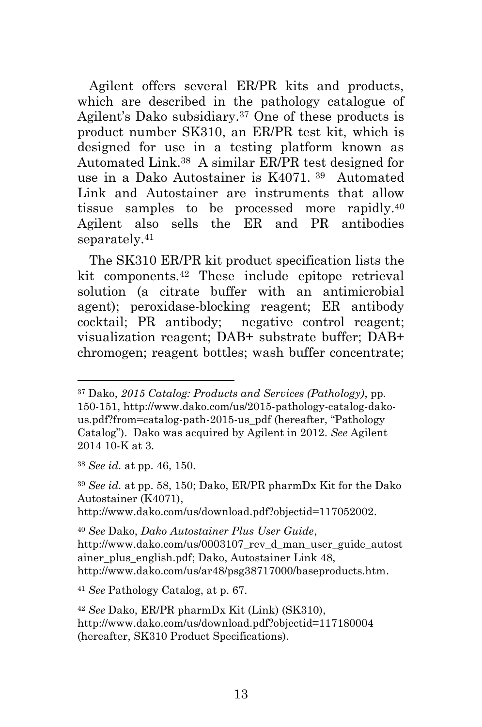Agilent offers several ER/PR kits and products, which are described in the pathology catalogue of Agilent's Dako subsidiary.[37] One of these products is product number SK310, an ER/PR test kit, which is designed for use in a testing platform known as Automated Link.[38] A similar ER/PR test designed for use in a Dako Autostainer is K4071. [39] Automated Link and Autostainer are instruments that allow tissue samples to be processed more rapidly.[40] Agilent also sells the ER and PR antibodies separately.[41]

The SK310 ER/PR kit product specification lists the kit components.[42] These include epitope retrieval solution (a citrate buffer with an antimicrobial agent); peroxidase-blocking reagent; ER antibody cocktail; PR antibody; negative control reagent; visualization reagent; DAB+ substrate buffer; DAB+ chromogen; reagent bottles; wash buffer concentrate;

---

[37] Dako, *2015 Catalog: Products and Services (Pathology)*, pp. 150-151, http://www.dako.com/us/2015-pathology-catalog-dako-us.pdf?from=catalog-path-2015-us_pdf (hereafter, "Pathology Catalog"). Dako was acquired by Agilent in 2012. *See* Agilent 2014 10-K at 3.

[38] *See id.* at pp. 46, 150.

[39] *See id.* at pp. 58, 150; Dako, ER/PR pharmDx Kit for the Dako Autostainer (K4071), http://www.dako.com/us/download.pdf?objectid=117052002.

[40] *See* Dako, *Dako Autostainer Plus User Guide*, http://www.dako.com/us/0003107_rev_d_man_user_guide_autostainer_plus_english.pdf; Dako, Autostainer Link 48, http://www.dako.com/us/ar48/psg38717000/baseproducts.htm.

[41] *See* Pathology Catalog, at p. 67.

[42] *See* Dako, ER/PR pharmDx Kit (Link) (SK310), http://www.dako.com/us/download.pdf?objectid=117180004 (hereafter, SK310 Product Specifications).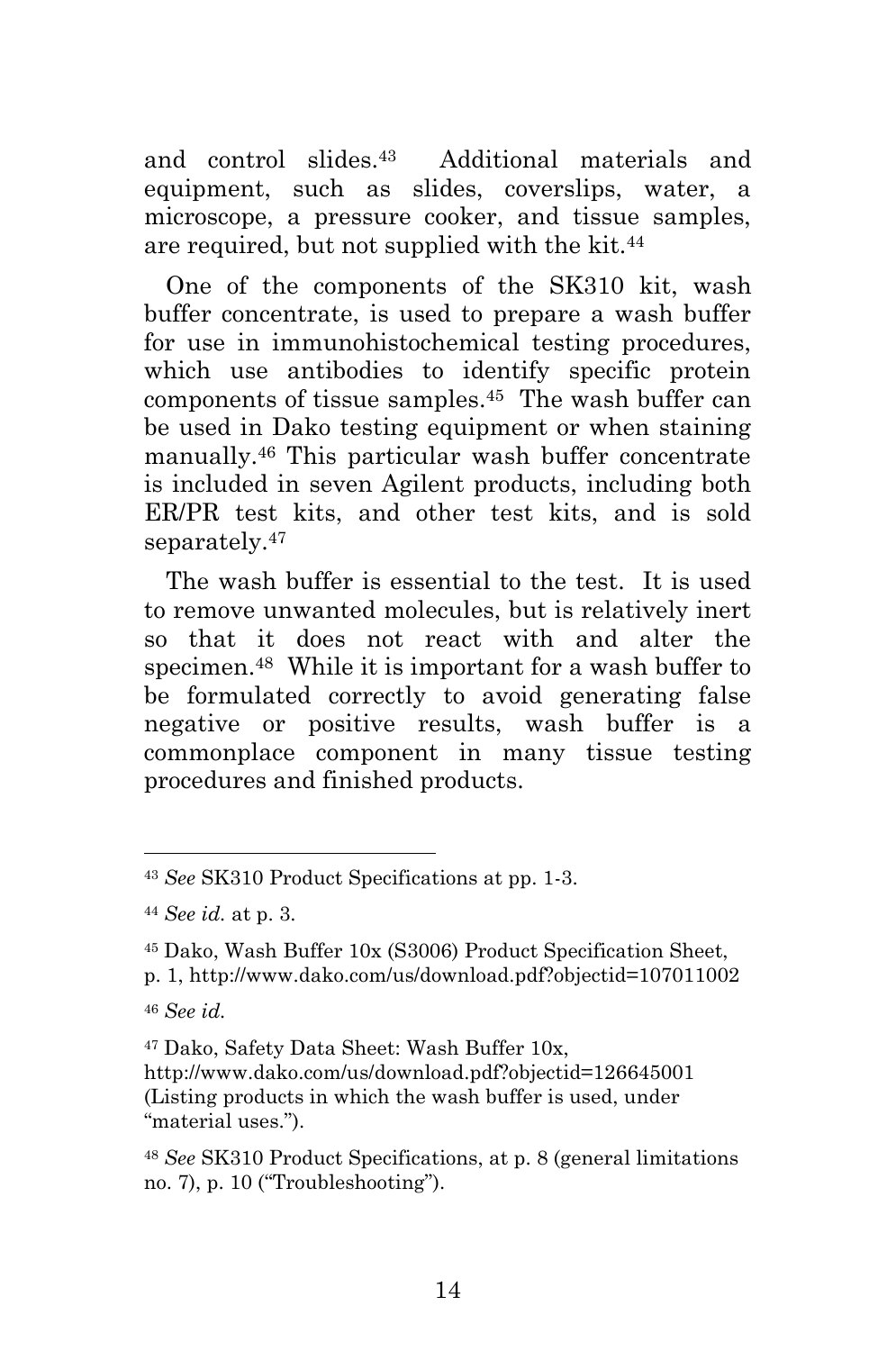and control slides.[43] Additional materials and equipment, such as slides, coverslips, water, a microscope, a pressure cooker, and tissue samples, are required, but not supplied with the kit.[44]

One of the components of the SK310 kit, wash buffer concentrate, is used to prepare a wash buffer for use in immunohistochemical testing procedures, which use antibodies to identify specific protein components of tissue samples.[45] The wash buffer can be used in Dako testing equipment or when staining manually.[46] This particular wash buffer concentrate is included in seven Agilent products, including both ER/PR test kits, and other test kits, and is sold separately.[47]

The wash buffer is essential to the test. It is used to remove unwanted molecules, but is relatively inert so that it does not react with and alter the specimen.[48] While it is important for a wash buffer to be formulated correctly to avoid generating false negative or positive results, wash buffer is a commonplace component in many tissue testing procedures and finished products.

---

[43] *See* SK310 Product Specifications at pp. 1-3.

[44] *See id.* at p. 3.

[45] Dako, Wash Buffer 10x (S3006) Product Specification Sheet, p. 1, http://www.dako.com/us/download.pdf?objectid=107011002

[46] *See id.*

[47] Dako, Safety Data Sheet: Wash Buffer 10x, http://www.dako.com/us/download.pdf?objectid=126645001 (Listing products in which the wash buffer is used, under "material uses.").

[48] *See* SK310 Product Specifications, at p. 8 (general limitations no. 7), p. 10 ("Troubleshooting").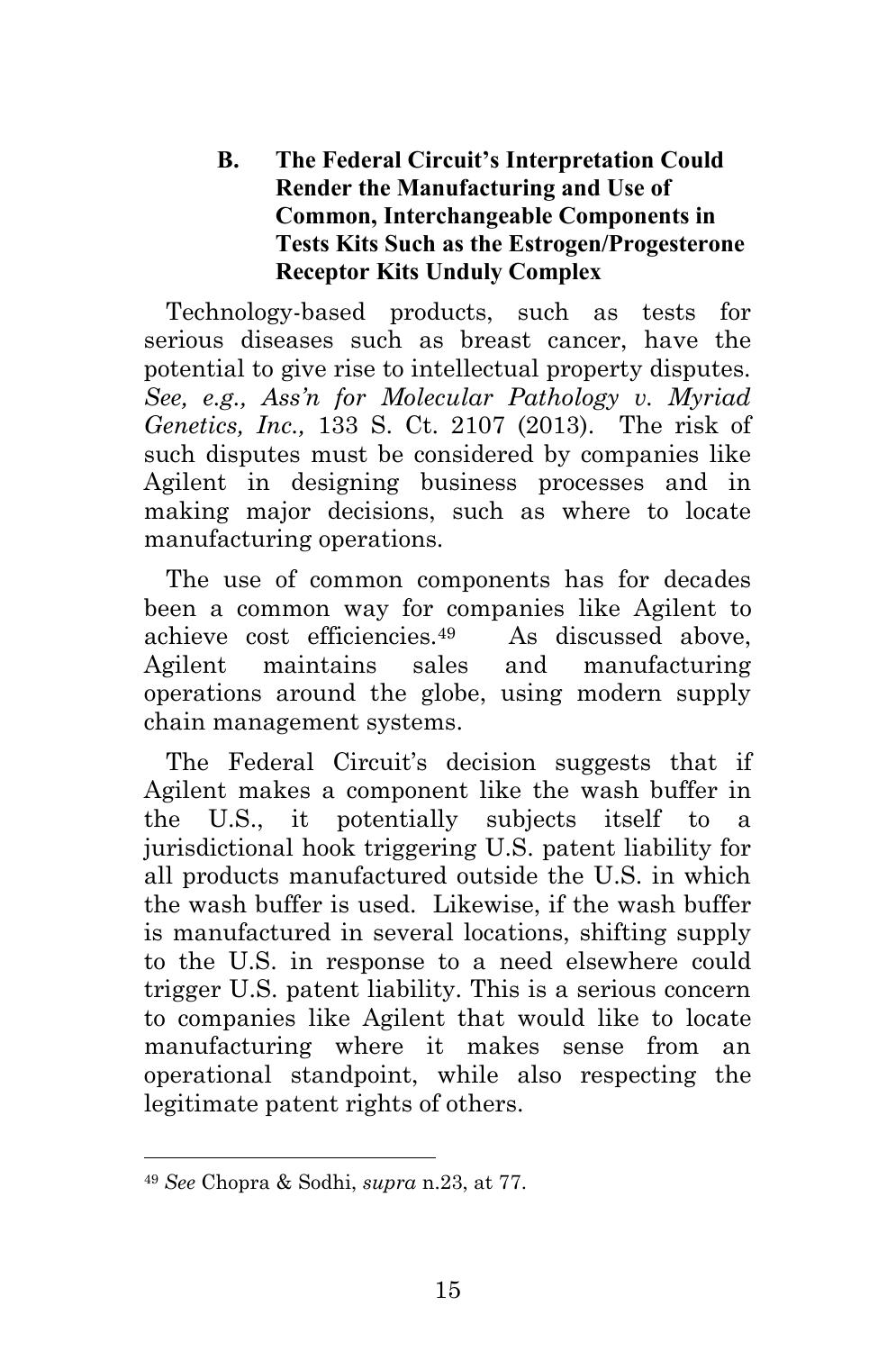### B. The Federal Circuit's Interpretation Could Render the Manufacturing and Use of Common, Interchangeable Components in Tests Kits Such as the Estrogen/Progesterone Receptor Kits Unduly Complex

Technology-based products, such as tests for serious diseases such as breast cancer, have the potential to give rise to intellectual property disputes. *See, e.g., Ass'n for Molecular Pathology v. Myriad Genetics, Inc.,* 133 S. Ct. 2107 (2013). The risk of such disputes must be considered by companies like Agilent in designing business processes and in making major decisions, such as where to locate manufacturing operations.

The use of common components has for decades been a common way for companies like Agilent to achieve cost efficiencies.[49] As discussed above, Agilent maintains sales and manufacturing operations around the globe, using modern supply chain management systems.

The Federal Circuit's decision suggests that if Agilent makes a component like the wash buffer in the U.S., it potentially subjects itself to a jurisdictional hook triggering U.S. patent liability for all products manufactured outside the U.S. in which the wash buffer is used. Likewise, if the wash buffer is manufactured in several locations, shifting supply to the U.S. in response to a need elsewhere could trigger U.S. patent liability. This is a serious concern to companies like Agilent that would like to locate manufacturing where it makes sense from an operational standpoint, while also respecting the legitimate patent rights of others.

---

[49] *See* Chopra & Sodhi, *supra* n.23, at 77.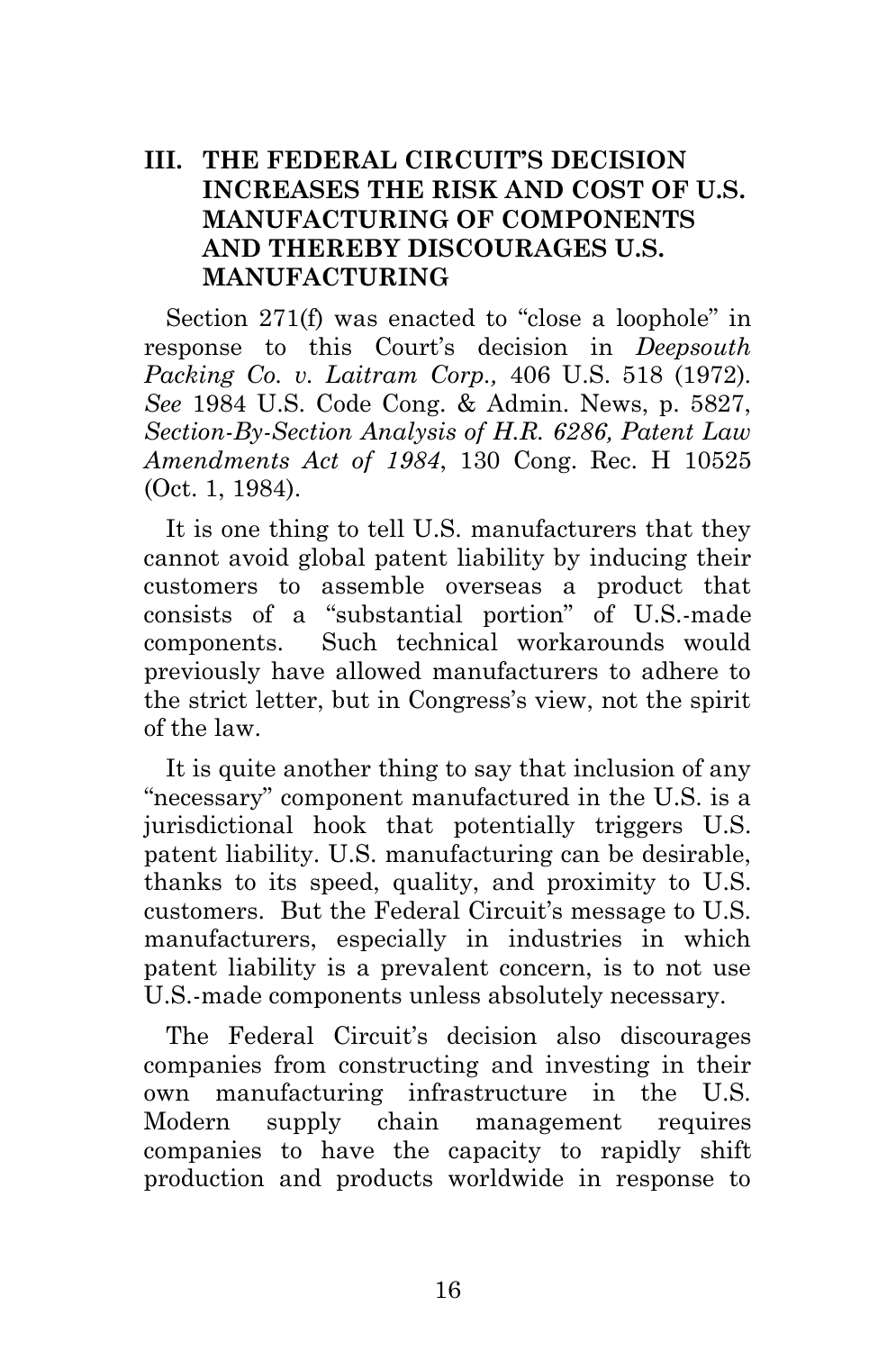## III. THE FEDERAL CIRCUIT'S DECISION INCREASES THE RISK AND COST OF U.S. MANUFACTURING OF COMPONENTS AND THEREBY DISCOURAGES U.S. MANUFACTURING

Section 271(f) was enacted to "close a loophole" in response to this Court's decision in *Deepsouth Packing Co. v. Laitram Corp.,* 406 U.S. 518 (1972). *See* 1984 U.S. Code Cong. & Admin. News, p. 5827, *Section-By-Section Analysis of H.R. 6286, Patent Law Amendments Act of 1984*, 130 Cong. Rec. H 10525 (Oct. 1, 1984).

It is one thing to tell U.S. manufacturers that they cannot avoid global patent liability by inducing their customers to assemble overseas a product that consists of a "substantial portion" of U.S.-made components. Such technical workarounds would previously have allowed manufacturers to adhere to the strict letter, but in Congress's view, not the spirit of the law.

It is quite another thing to say that inclusion of any "necessary" component manufactured in the U.S. is a jurisdictional hook that potentially triggers U.S. patent liability. U.S. manufacturing can be desirable, thanks to its speed, quality, and proximity to U.S. customers. But the Federal Circuit's message to U.S. manufacturers, especially in industries in which patent liability is a prevalent concern, is to not use U.S.-made components unless absolutely necessary.

The Federal Circuit's decision also discourages companies from constructing and investing in their own manufacturing infrastructure in the U.S. Modern supply chain management requires companies to have the capacity to rapidly shift production and products worldwide in response to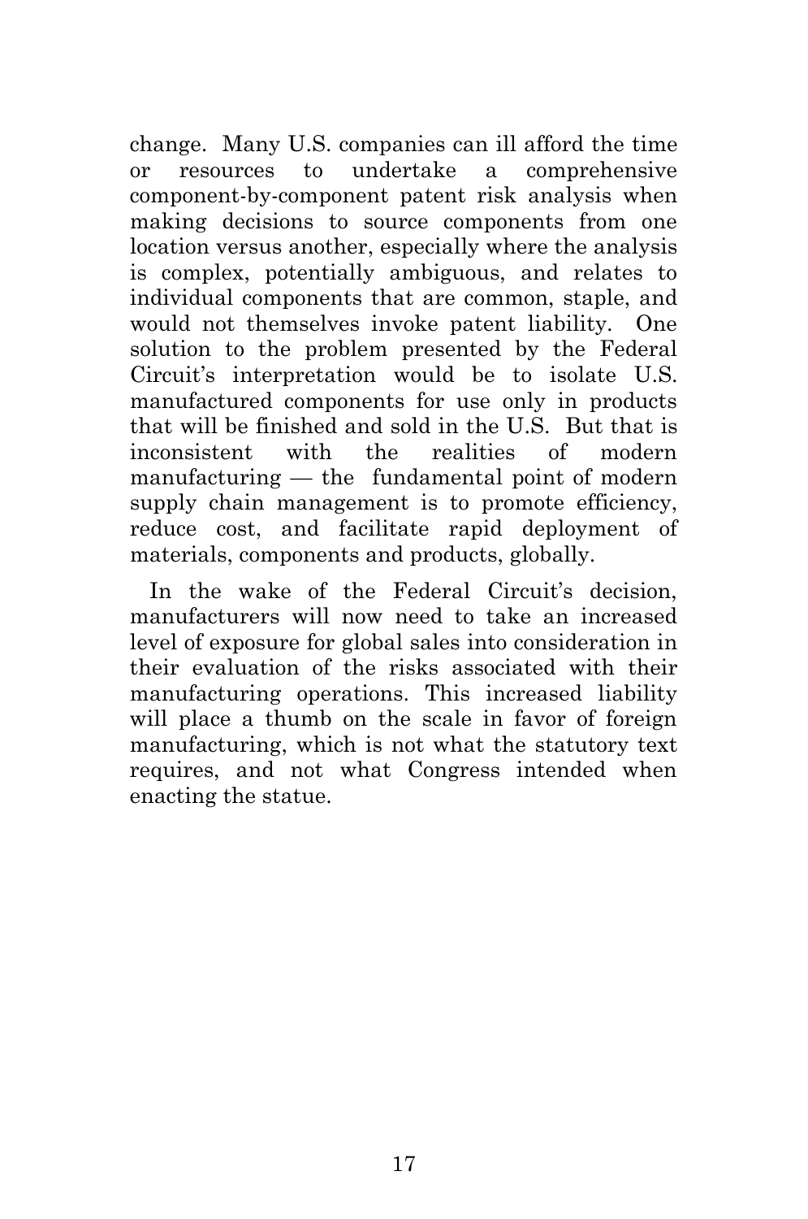change. Many U.S. companies can ill afford the time or resources to undertake a comprehensive component-by-component patent risk analysis when making decisions to source components from one location versus another, especially where the analysis is complex, potentially ambiguous, and relates to individual components that are common, staple, and would not themselves invoke patent liability. One solution to the problem presented by the Federal Circuit's interpretation would be to isolate U.S. manufactured components for use only in products that will be finished and sold in the U.S. But that is inconsistent with the realities of modern manufacturing — the fundamental point of modern supply chain management is to promote efficiency, reduce cost, and facilitate rapid deployment of materials, components and products, globally.

In the wake of the Federal Circuit's decision, manufacturers will now need to take an increased level of exposure for global sales into consideration in their evaluation of the risks associated with their manufacturing operations. This increased liability will place a thumb on the scale in favor of foreign manufacturing, which is not what the statutory text requires, and not what Congress intended when enacting the statue.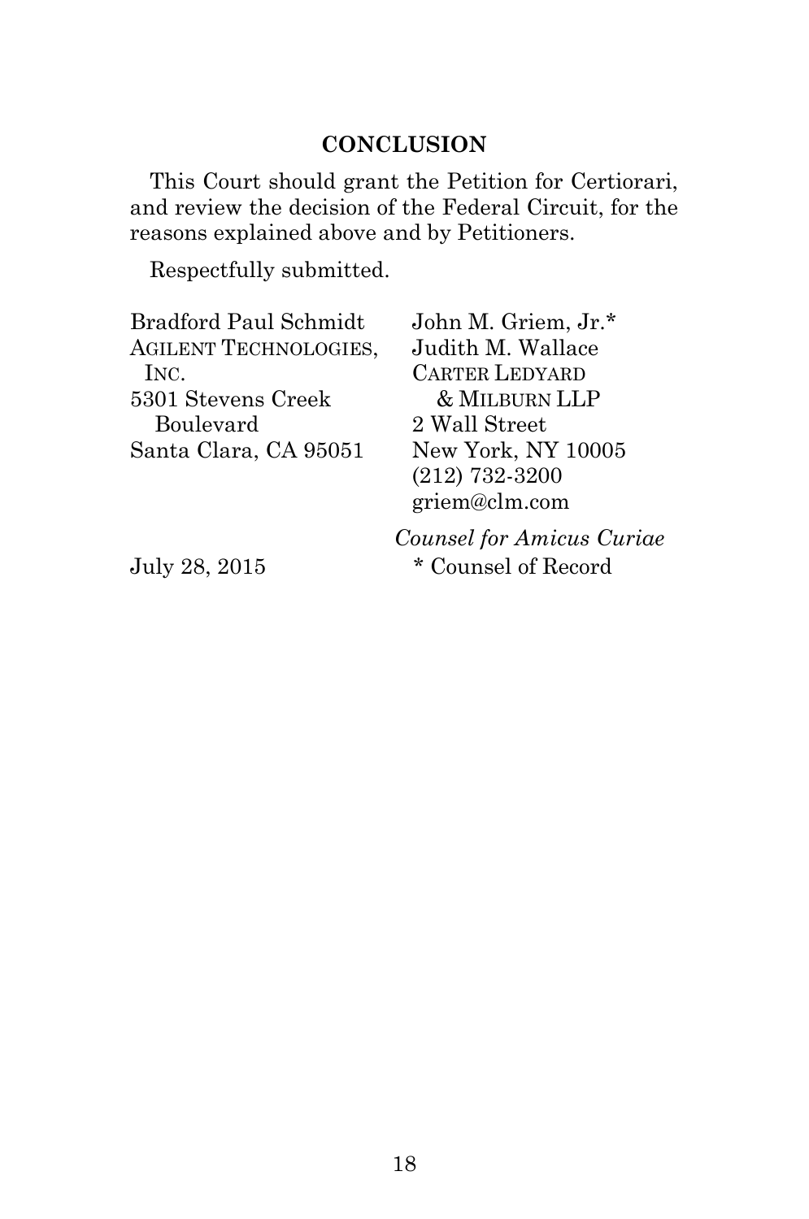## CONCLUSION

This Court should grant the Petition for Certiorari, and review the decision of the Federal Circuit, for the reasons explained above and by Petitioners.

Respectfully submitted.

Bradford Paul Schmidt
AGILENT TECHNOLOGIES, INC.
5301 Stevens Creek Boulevard
Santa Clara, CA 95051

John M. Griem, Jr.*
Judith M. Wallace
CARTER LEDYARD & MILBURN LLP
2 Wall Street
New York, NY 10005
(212) 732-3200
griem@clm.com

*Counsel for Amicus Curiae*
\* Counsel of Record

July 28, 2015